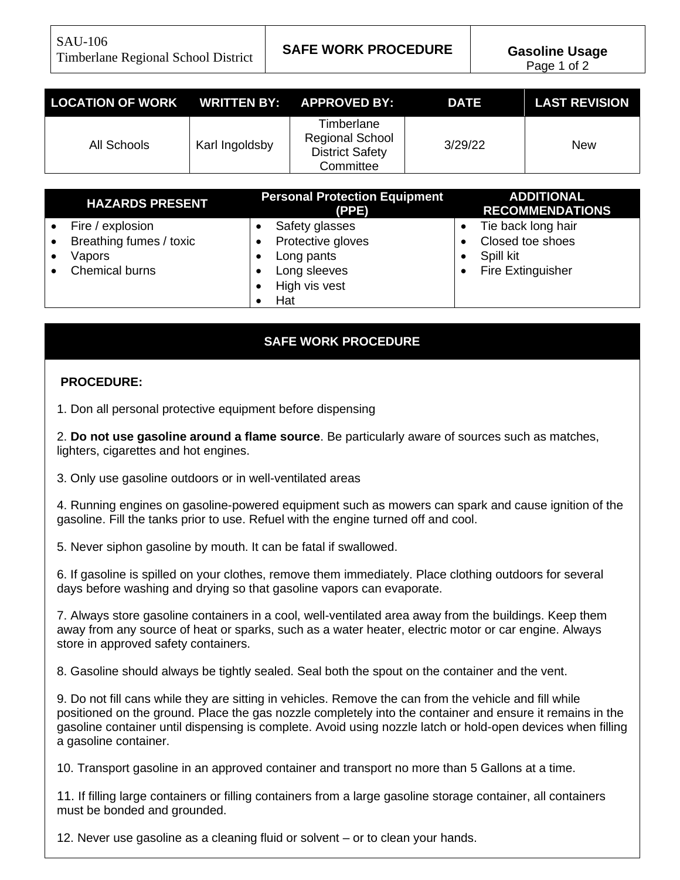| SAU-106 Timberlane Regional School District | SAFE WORK PROCEDURE | Gasoline Usage |
|---|---|---|

| LOCATION OF WORK | WRITTEN BY: | APPROVED BY: | DATE | LAST REVISION |
|---|---|---|---|---|
| All Schools | Karl Ingoldsby | Timberlane Regional School District Safety Committee | 3/29/22 | New |

| HAZARDS PRESENT | Personal Protection Equipment (PPE) | ADDITIONAL RECOMMENDATIONS |
|---|---|---|
| • Fire / explosion<br>• Breathing fumes / toxic<br>• Vapors<br>• Chemical burns | • Safety glasses<br>• Protective gloves<br>• Long pants<br>• Long sleeves<br>• High vis vest<br>• Hat | • Tie back long hair<br>• Closed toe shoes<br>• Spill kit<br>• Fire Extinguisher |

## SAFE WORK PROCEDURE

**PROCEDURE:**

1. Don all personal protective equipment before dispensing

2. **Do not use gasoline around a flame source**. Be particularly aware of sources such as matches, lighters, cigarettes and hot engines.

3. Only use gasoline outdoors or in well-ventilated areas

4. Running engines on gasoline-powered equipment such as mowers can spark and cause ignition of the gasoline. Fill the tanks prior to use. Refuel with the engine turned off and cool.

5. Never siphon gasoline by mouth. It can be fatal if swallowed.

6. If gasoline is spilled on your clothes, remove them immediately. Place clothing outdoors for several days before washing and drying so that gasoline vapors can evaporate.

7. Always store gasoline containers in a cool, well-ventilated area away from the buildings. Keep them away from any source of heat or sparks, such as a water heater, electric motor or car engine. Always store in approved safety containers.

8. Gasoline should always be tightly sealed. Seal both the spout on the container and the vent.

9. Do not fill cans while they are sitting in vehicles. Remove the can from the vehicle and fill while positioned on the ground. Place the gas nozzle completely into the container and ensure it remains in the gasoline container until dispensing is complete. Avoid using nozzle latch or hold-open devices when filling a gasoline container.

10. Transport gasoline in an approved container and transport no more than 5 Gallons at a time.

11. If filling large containers or filling containers from a large gasoline storage container, all containers must be bonded and grounded.

12. Never use gasoline as a cleaning fluid or solvent – or to clean your hands.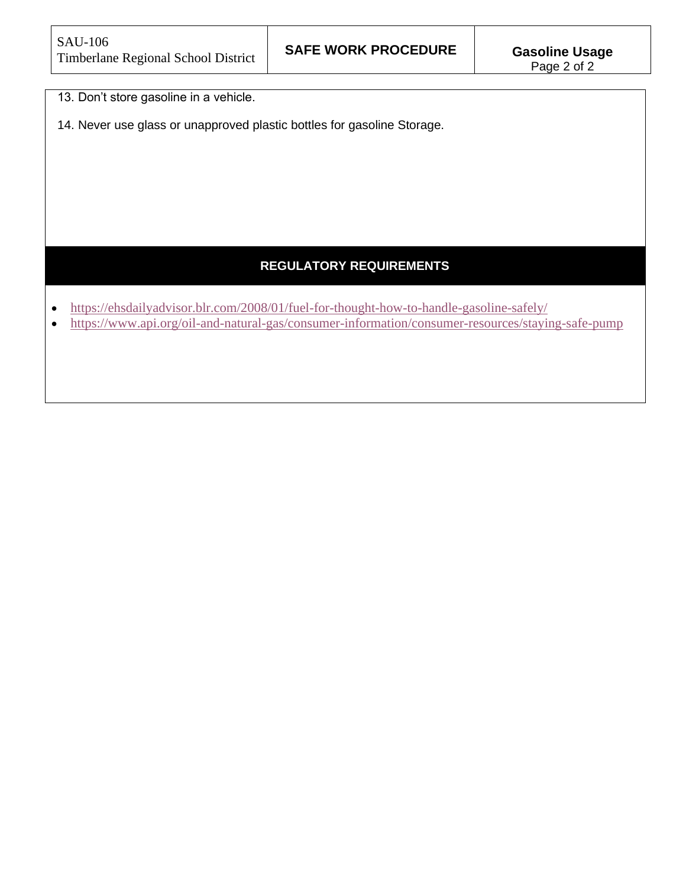13. Don’t store gasoline in a vehicle.

14. Never use glass or unapproved plastic bottles for gasoline Storage.

## REGULATORY REQUIREMENTS

- https://ehsdailyadvisor.blr.com/2008/01/fuel-for-thought-how-to-handle-gasoline-safely/
- https://www.api.org/oil-and-natural-gas/consumer-information/consumer-resources/staying-safe-pump